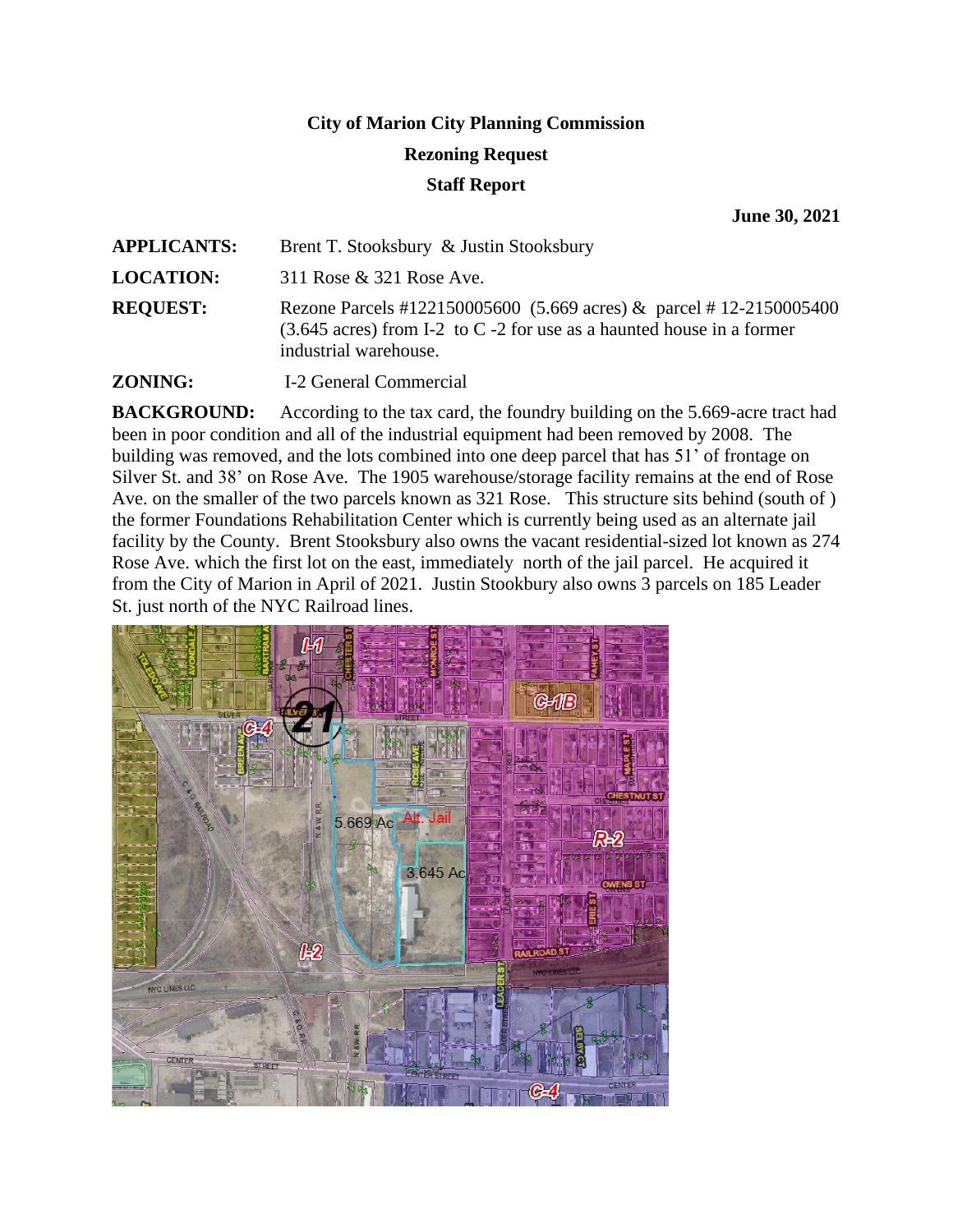**City of Marion City Planning Commission**

**Rezoning Request**

**Staff Report**

**June 30, 2021**

**APPLICANTS:** Brent T. Stooksbury & Justin Stooksbury

**LOCATION:** 311 Rose & 321 Rose Ave.

**REQUEST:** Rezone Parcels #122150005600 (5.669 acres) & parcel # 12-2150005400 (3.645 acres) from I-2 to C -2 for use as a haunted house in a former industrial warehouse.

**ZONING:** I-2 General Commercial

**BACKGROUND:** According to the tax card, the foundry building on the 5.669-acre tract had been in poor condition and all of the industrial equipment had been removed by 2008. The building was removed, and the lots combined into one deep parcel that has 51' of frontage on Silver St. and 38' on Rose Ave. The 1905 warehouse/storage facility remains at the end of Rose Ave. on the smaller of the two parcels known as 321 Rose. This structure sits behind (south of ) the former Foundations Rehabilitation Center which is currently being used as an alternate jail facility by the County. Brent Stooksbury also owns the vacant residential-sized lot known as 274 Rose Ave. which the first lot on the east, immediately north of the jail parcel. He acquired it from the City of Marion in April of 2021. Justin Stookbury also owns 3 parcels on 185 Leader St. just north of the NYC Railroad lines.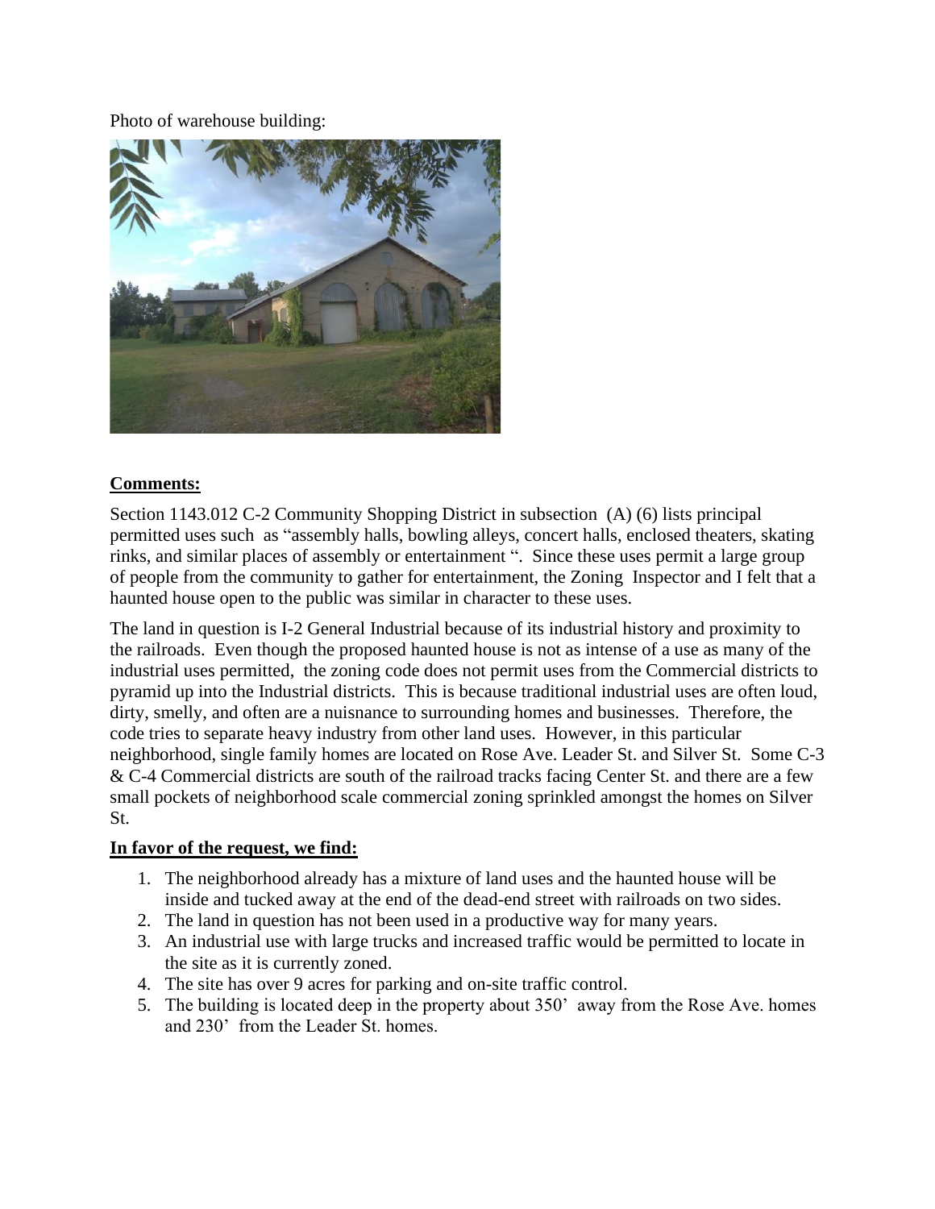Photo of warehouse building:

**Comments:**

Section 1143.012 C-2 Community Shopping District in subsection (A) (6) lists principal permitted uses such as "assembly halls, bowling alleys, concert halls, enclosed theaters, skating rinks, and similar places of assembly or entertainment ". Since these uses permit a large group of people from the community to gather for entertainment, the Zoning Inspector and I felt that a haunted house open to the public was similar in character to these uses.

The land in question is I-2 General Industrial because of its industrial history and proximity to the railroads. Even though the proposed haunted house is not as intense of a use as many of the industrial uses permitted, the zoning code does not permit uses from the Commercial districts to pyramid up into the Industrial districts. This is because traditional industrial uses are often loud, dirty, smelly, and often are a nuisance to surrounding homes and businesses. Therefore, the code tries to separate heavy industry from other land uses. However, in this particular neighborhood, single family homes are located on Rose Ave. Leader St. and Silver St. Some C-3 & C-4 Commercial districts are south of the railroad tracks facing Center St. and there are a few small pockets of neighborhood scale commercial zoning sprinkled amongst the homes on Silver St.

**In favor of the request, we find:**

1. The neighborhood already has a mixture of land uses and the haunted house will be inside and tucked away at the end of the dead-end street with railroads on two sides.
2. The land in question has not been used in a productive way for many years.
3. An industrial use with large trucks and increased traffic would be permitted to locate in the site as it is currently zoned.
4. The site has over 9 acres for parking and on-site traffic control.
5. The building is located deep in the property about 350' away from the Rose Ave. homes and 230' from the Leader St. homes.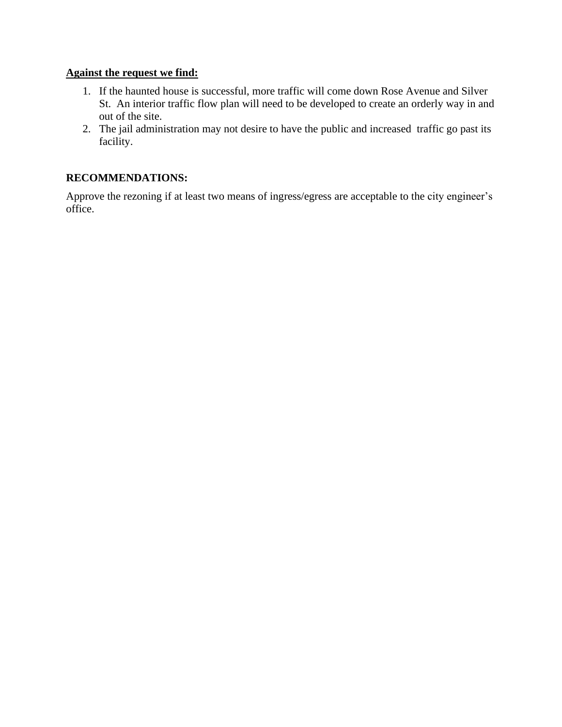**<u>Against the request we find:</u>**

1. If the haunted house is successful, more traffic will come down Rose Avenue and Silver St. An interior traffic flow plan will need to be developed to create an orderly way in and out of the site.
2. The jail administration may not desire to have the public and increased traffic go past its facility.

**RECOMMENDATIONS:**

Approve the rezoning if at least two means of ingress/egress are acceptable to the city engineer's office.